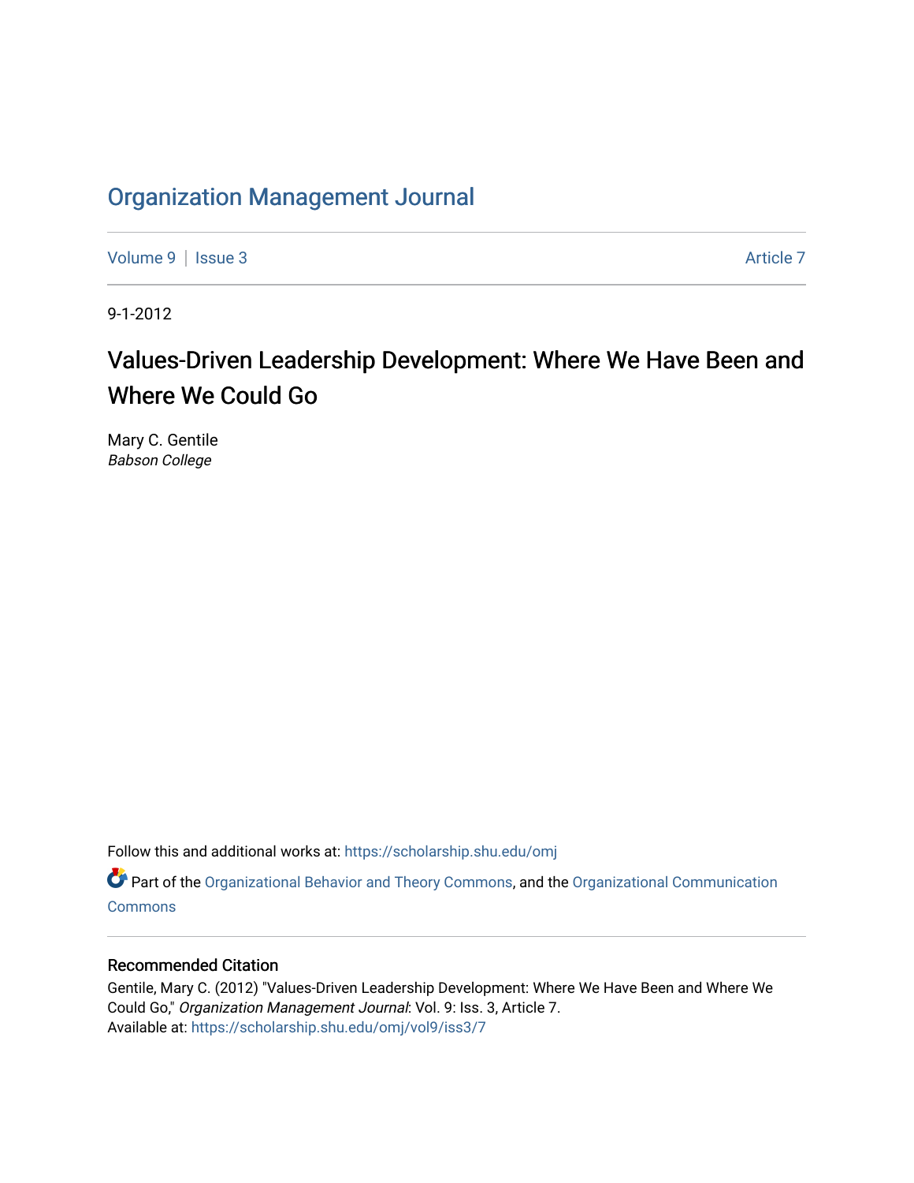# Organization Management Journal

Volume 9 | Issue 3 Article 7

9-1-2012

## Values-Driven Leadership Development: Where We Have Been and Where We Could Go

Mary C. Gentile
*Babson College*

Follow this and additional works at: https://scholarship.shu.edu/omj

Part of the Organizational Behavior and Theory Commons, and the Organizational Communication Commons

### Recommended Citation

Gentile, Mary C. (2012) "Values-Driven Leadership Development: Where We Have Been and Where We Could Go," *Organization Management Journal*: Vol. 9: Iss. 3, Article 7.
Available at: https://scholarship.shu.edu/omj/vol9/iss3/7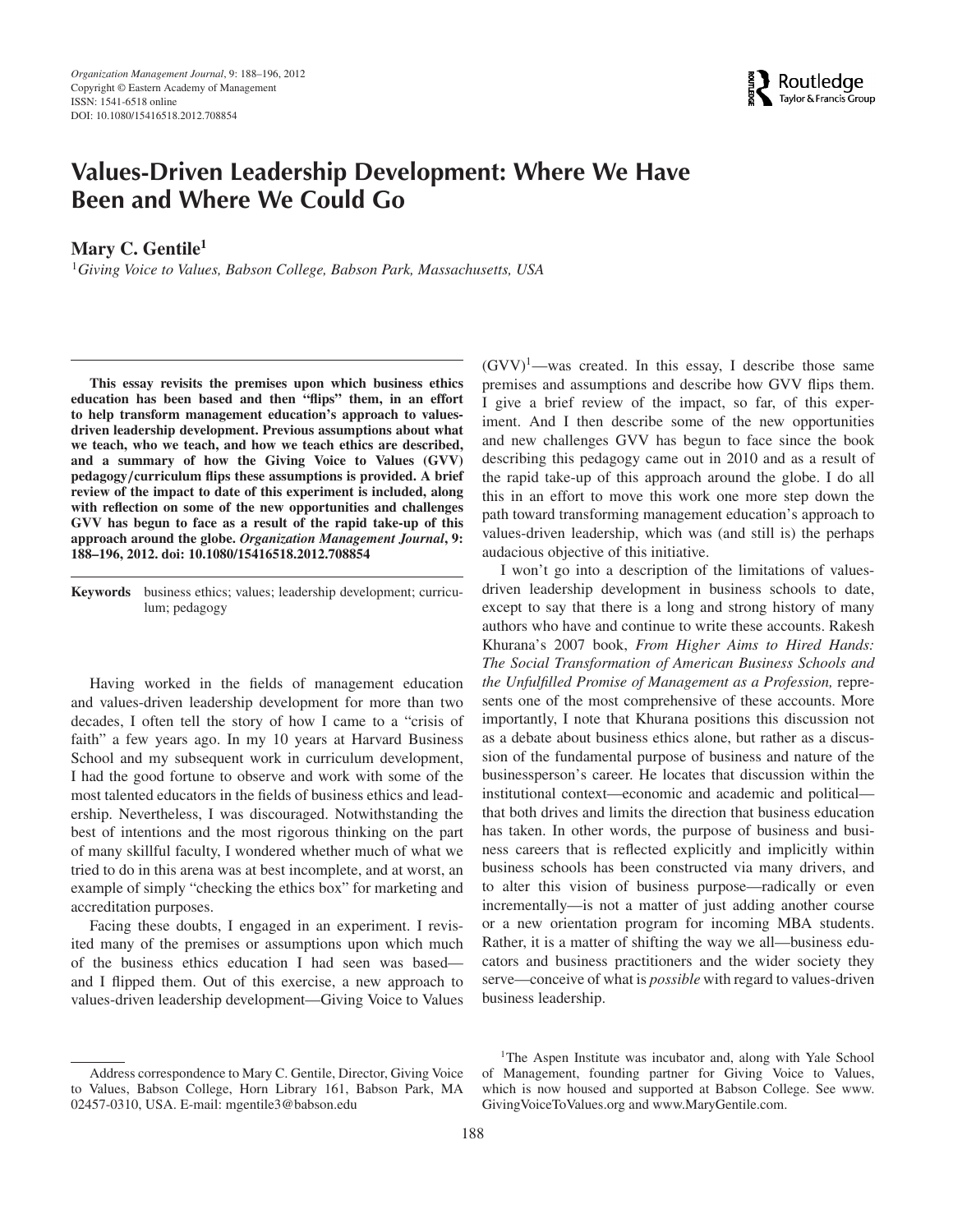# Values-Driven Leadership Development: Where We Have Been and Where We Could Go

**Mary C. Gentile**[1]

[1]*Giving Voice to Values, Babson College, Babson Park, Massachusetts, USA*

**This essay revisits the premises upon which business ethics education has been based and then "flips" them, in an effort to help transform management education's approach to values-driven leadership development. Previous assumptions about what we teach, who we teach, and how we teach ethics are described, and a summary of how the Giving Voice to Values (GVV) pedagogy/curriculum flips these assumptions is provided. A brief review of the impact to date of this experiment is included, along with reflection on some of the new opportunities and challenges GVV has begun to face as a result of the rapid take-up of this approach around the globe. *Organization Management Journal*, 9: 188–196, 2012. doi: 10.1080/15416518.2012.708854**

**Keywords** business ethics; values; leadership development; curriculum; pedagogy

Having worked in the fields of management education and values-driven leadership development for more than two decades, I often tell the story of how I came to a "crisis of faith" a few years ago. In my 10 years at Harvard Business School and my subsequent work in curriculum development, I had the good fortune to observe and work with some of the most talented educators in the fields of business ethics and leadership. Nevertheless, I was discouraged. Notwithstanding the best of intentions and the most rigorous thinking on the part of many skillful faculty, I wondered whether much of what we tried to do in this arena was at best incomplete, and at worst, an example of simply "checking the ethics box" for marketing and accreditation purposes.

Facing these doubts, I engaged in an experiment. I revisited many of the premises or assumptions upon which much of the business ethics education I had seen was based—and I flipped them. Out of this exercise, a new approach to values-driven leadership development—Giving Voice to Values (GVV)[1]—was created. In this essay, I describe those same premises and assumptions and describe how GVV flips them. I give a brief review of the impact, so far, of this experiment. And I then describe some of the new opportunities and new challenges GVV has begun to face since the book describing this pedagogy came out in 2010 and as a result of the rapid take-up of this approach around the globe. I do all this in an effort to move this work one more step down the path toward transforming management education's approach to values-driven leadership, which was (and still is) the perhaps audacious objective of this initiative.

I won't go into a description of the limitations of values-driven leadership development in business schools to date, except to say that there is a long and strong history of many authors who have and continue to write these accounts. Rakesh Khurana's 2007 book, *From Higher Aims to Hired Hands: The Social Transformation of American Business Schools and the Unfulfilled Promise of Management as a Profession,* represents one of the most comprehensive of these accounts. More importantly, I note that Khurana positions this discussion not as a debate about business ethics alone, but rather as a discussion of the fundamental purpose of business and nature of the businessperson's career. He locates that discussion within the institutional context—economic and academic and political—that both drives and limits the direction that business education has taken. In other words, the purpose of business and business careers that is reflected explicitly and implicitly within business schools has been constructed via many drivers, and to alter this vision of business purpose—radically or even incrementally—is not a matter of just adding another course or a new orientation program for incoming MBA students. Rather, it is a matter of shifting the way we all—business educators and business practitioners and the wider society they serve—conceive of what is *possible* with regard to values-driven business leadership.

Address correspondence to Mary C. Gentile, Director, Giving Voice to Values, Babson College, Horn Library 161, Babson Park, MA 02457-0310, USA. E-mail: mgentile3@babson.edu

[1]The Aspen Institute was incubator and, along with Yale School of Management, founding partner for Giving Voice to Values, which is now housed and supported at Babson College. See www.GivingVoiceToValues.org and www.MaryGentile.com.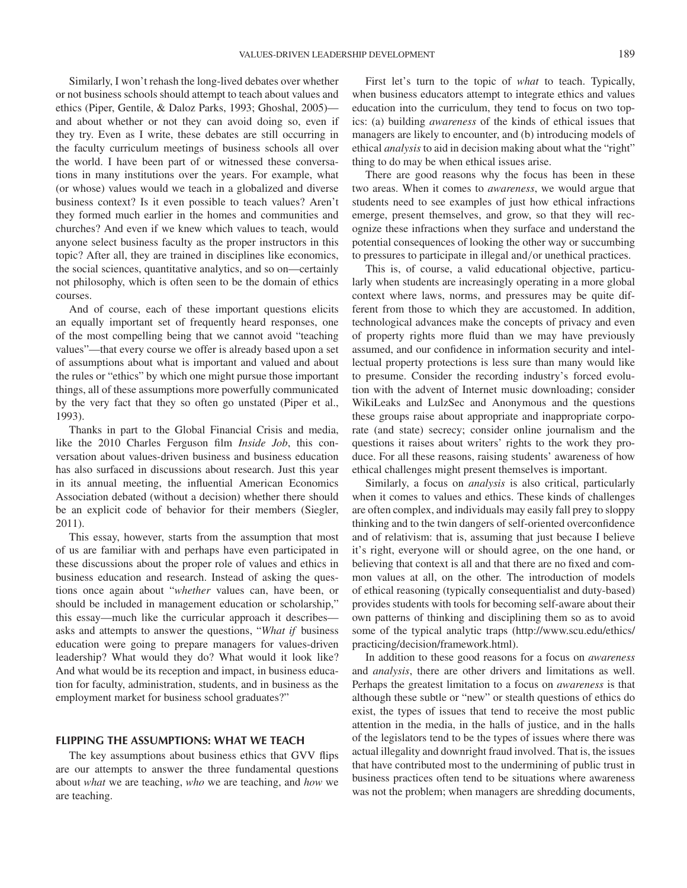Similarly, I won't rehash the long-lived debates over whether or not business schools should attempt to teach about values and ethics (Piper, Gentile, & Daloz Parks, 1993; Ghoshal, 2005)—and about whether or not they can avoid doing so, even if they try. Even as I write, these debates are still occurring in the faculty curriculum meetings of business schools all over the world. I have been part of or witnessed these conversations in many institutions over the years. For example, what (or whose) values would we teach in a globalized and diverse business context? Is it even possible to teach values? Aren't they formed much earlier in the homes and communities and churches? And even if we knew which values to teach, would anyone select business faculty as the proper instructors in this topic? After all, they are trained in disciplines like economics, the social sciences, quantitative analytics, and so on—certainly not philosophy, which is often seen to be the domain of ethics courses.

And of course, each of these important questions elicits an equally important set of frequently heard responses, one of the most compelling being that we cannot avoid "teaching values"—that every course we offer is already based upon a set of assumptions about what is important and valued and about the rules or "ethics" by which one might pursue those important things, all of these assumptions more powerfully communicated by the very fact that they so often go unstated (Piper et al., 1993).

Thanks in part to the Global Financial Crisis and media, like the 2010 Charles Ferguson film *Inside Job*, this conversation about values-driven business and business education has also surfaced in discussions about research. Just this year in its annual meeting, the influential American Economics Association debated (without a decision) whether there should be an explicit code of behavior for their members (Siegler, 2011).

This essay, however, starts from the assumption that most of us are familiar with and perhaps have even participated in these discussions about the proper role of values and ethics in business education and research. Instead of asking the questions once again about "*whether* values can, have been, or should be included in management education or scholarship," this essay—much like the curricular approach it describes—asks and attempts to answer the questions, "*What if* business education were going to prepare managers for values-driven leadership? What would they do? What would it look like? And what would be its reception and impact, in business education for faculty, administration, students, and in business as the employment market for business school graduates?"

## FLIPPING THE ASSUMPTIONS: WHAT WE TEACH

The key assumptions about business ethics that GVV flips are our attempts to answer the three fundamental questions about *what* we are teaching, *who* we are teaching, and *how* we are teaching.

First let's turn to the topic of *what* to teach. Typically, when business educators attempt to integrate ethics and values education into the curriculum, they tend to focus on two topics: (a) building *awareness* of the kinds of ethical issues that managers are likely to encounter, and (b) introducing models of ethical *analysis* to aid in decision making about what the "right" thing to do may be when ethical issues arise.

There are good reasons why the focus has been in these two areas. When it comes to *awareness*, we would argue that students need to see examples of just how ethical infractions emerge, present themselves, and grow, so that they will recognize these infractions when they surface and understand the potential consequences of looking the other way or succumbing to pressures to participate in illegal and/or unethical practices.

This is, of course, a valid educational objective, particularly when students are increasingly operating in a more global context where laws, norms, and pressures may be quite different from those to which they are accustomed. In addition, technological advances make the concepts of privacy and even of property rights more fluid than we may have previously assumed, and our confidence in information security and intellectual property protections is less sure than many would like to presume. Consider the recording industry's forced evolution with the advent of Internet music downloading; consider WikiLeaks and LulzSec and Anonymous and the questions these groups raise about appropriate and inappropriate corporate (and state) secrecy; consider online journalism and the questions it raises about writers' rights to the work they produce. For all these reasons, raising students' awareness of how ethical challenges might present themselves is important.

Similarly, a focus on *analysis* is also critical, particularly when it comes to values and ethics. These kinds of challenges are often complex, and individuals may easily fall prey to sloppy thinking and to the twin dangers of self-oriented overconfidence and of relativism: that is, assuming that just because I believe it's right, everyone will or should agree, on the one hand, or believing that context is all and that there are no fixed and common values at all, on the other. The introduction of models of ethical reasoning (typically consequentialist and duty-based) provides students with tools for becoming self-aware about their own patterns of thinking and disciplining them so as to avoid some of the typical analytic traps (http://www.scu.edu/ethics/practicing/decision/framework.html).

In addition to these good reasons for a focus on *awareness* and *analysis*, there are other drivers and limitations as well. Perhaps the greatest limitation to a focus on *awareness* is that although these subtle or "new" or stealth questions of ethics do exist, the types of issues that tend to receive the most public attention in the media, in the halls of justice, and in the halls of the legislators tend to be the types of issues where there was actual illegality and downright fraud involved. That is, the issues that have contributed most to the undermining of public trust in business practices often tend to be situations where awareness was not the problem; when managers are shredding documents,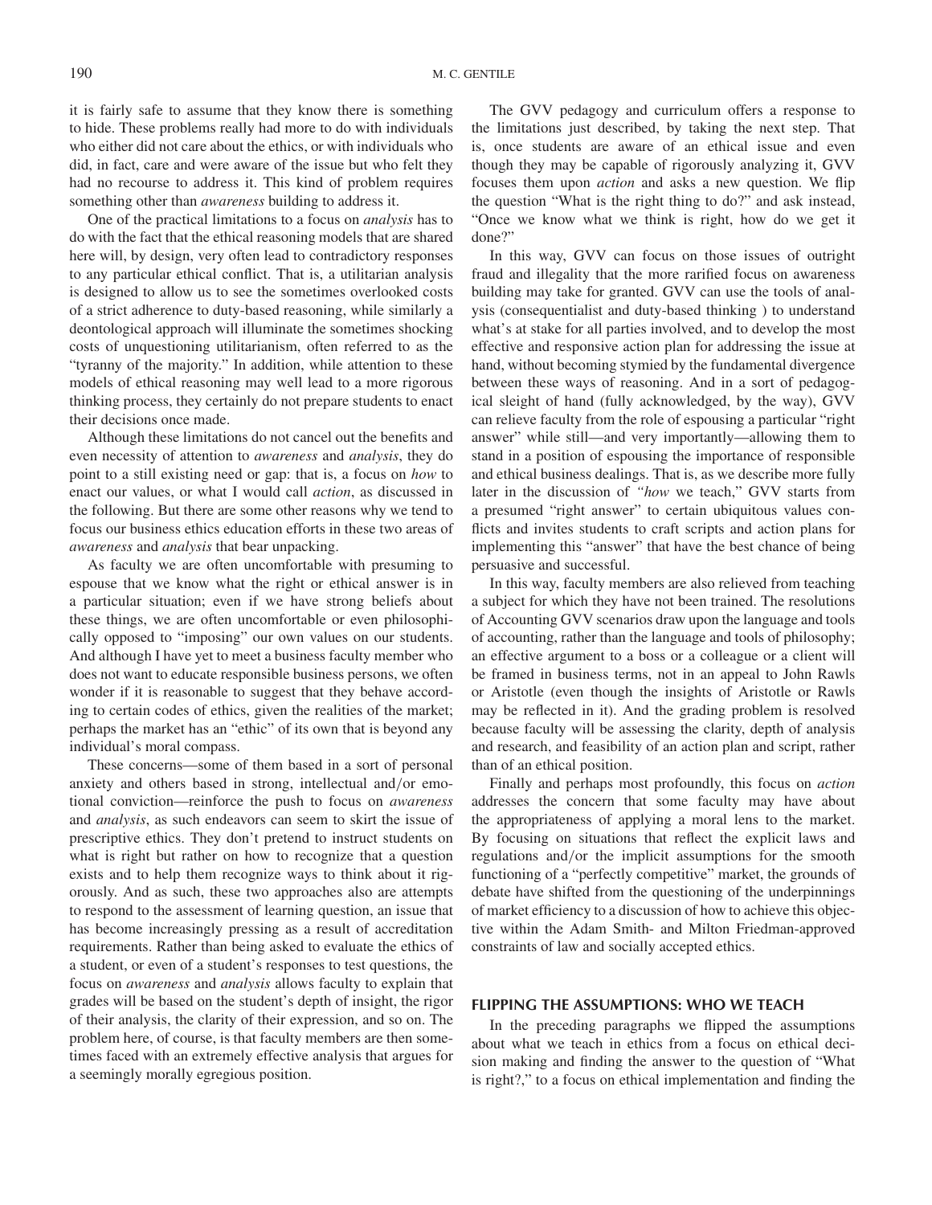it is fairly safe to assume that they know there is something to hide. These problems really had more to do with individuals who either did not care about the ethics, or with individuals who did, in fact, care and were aware of the issue but who felt they had no recourse to address it. This kind of problem requires something other than *awareness* building to address it.

One of the practical limitations to a focus on *analysis* has to do with the fact that the ethical reasoning models that are shared here will, by design, very often lead to contradictory responses to any particular ethical conflict. That is, a utilitarian analysis is designed to allow us to see the sometimes overlooked costs of a strict adherence to duty-based reasoning, while similarly a deontological approach will illuminate the sometimes shocking costs of unquestioning utilitarianism, often referred to as the "tyranny of the majority." In addition, while attention to these models of ethical reasoning may well lead to a more rigorous thinking process, they certainly do not prepare students to enact their decisions once made.

Although these limitations do not cancel out the benefits and even necessity of attention to *awareness* and *analysis*, they do point to a still existing need or gap: that is, a focus on *how* to enact our values, or what I would call *action*, as discussed in the following. But there are some other reasons why we tend to focus our business ethics education efforts in these two areas of *awareness* and *analysis* that bear unpacking.

As faculty we are often uncomfortable with presuming to espouse that we know what the right or ethical answer is in a particular situation; even if we have strong beliefs about these things, we are often uncomfortable or even philosophically opposed to "imposing" our own values on our students. And although I have yet to meet a business faculty member who does not want to educate responsible business persons, we often wonder if it is reasonable to suggest that they behave according to certain codes of ethics, given the realities of the market; perhaps the market has an "ethic" of its own that is beyond any individual's moral compass.

These concerns—some of them based in a sort of personal anxiety and others based in strong, intellectual and/or emotional conviction—reinforce the push to focus on *awareness* and *analysis*, as such endeavors can seem to skirt the issue of prescriptive ethics. They don't pretend to instruct students on what is right but rather on how to recognize that a question exists and to help them recognize ways to think about it rigorously. And as such, these two approaches also are attempts to respond to the assessment of learning question, an issue that has become increasingly pressing as a result of accreditation requirements. Rather than being asked to evaluate the ethics of a student, or even of a student's responses to test questions, the focus on *awareness* and *analysis* allows faculty to explain that grades will be based on the student's depth of insight, the rigor of their analysis, the clarity of their expression, and so on. The problem here, of course, is that faculty members are then sometimes faced with an extremely effective analysis that argues for a seemingly morally egregious position.

The GVV pedagogy and curriculum offers a response to the limitations just described, by taking the next step. That is, once students are aware of an ethical issue and even though they may be capable of rigorously analyzing it, GVV focuses them upon *action* and asks a new question. We flip the question "What is the right thing to do?" and ask instead, "Once we know what we think is right, how do we get it done?"

In this way, GVV can focus on those issues of outright fraud and illegality that the more rarified focus on awareness building may take for granted. GVV can use the tools of analysis (consequentialist and duty-based thinking ) to understand what's at stake for all parties involved, and to develop the most effective and responsive action plan for addressing the issue at hand, without becoming stymied by the fundamental divergence between these ways of reasoning. And in a sort of pedagogical sleight of hand (fully acknowledged, by the way), GVV can relieve faculty from the role of espousing a particular "right answer" while still—and very importantly—allowing them to stand in a position of espousing the importance of responsible and ethical business dealings. That is, as we describe more fully later in the discussion of *"how* we teach," GVV starts from a presumed "right answer" to certain ubiquitous values conflicts and invites students to craft scripts and action plans for implementing this "answer" that have the best chance of being persuasive and successful.

In this way, faculty members are also relieved from teaching a subject for which they have not been trained. The resolutions of Accounting GVV scenarios draw upon the language and tools of accounting, rather than the language and tools of philosophy; an effective argument to a boss or a colleague or a client will be framed in business terms, not in an appeal to John Rawls or Aristotle (even though the insights of Aristotle or Rawls may be reflected in it). And the grading problem is resolved because faculty will be assessing the clarity, depth of analysis and research, and feasibility of an action plan and script, rather than of an ethical position.

Finally and perhaps most profoundly, this focus on *action* addresses the concern that some faculty may have about the appropriateness of applying a moral lens to the market. By focusing on situations that reflect the explicit laws and regulations and/or the implicit assumptions for the smooth functioning of a "perfectly competitive" market, the grounds of debate have shifted from the questioning of the underpinnings of market efficiency to a discussion of how to achieve this objective within the Adam Smith- and Milton Friedman-approved constraints of law and socially accepted ethics.

## FLIPPING THE ASSUMPTIONS: WHO WE TEACH

In the preceding paragraphs we flipped the assumptions about what we teach in ethics from a focus on ethical decision making and finding the answer to the question of "What is right?," to a focus on ethical implementation and finding the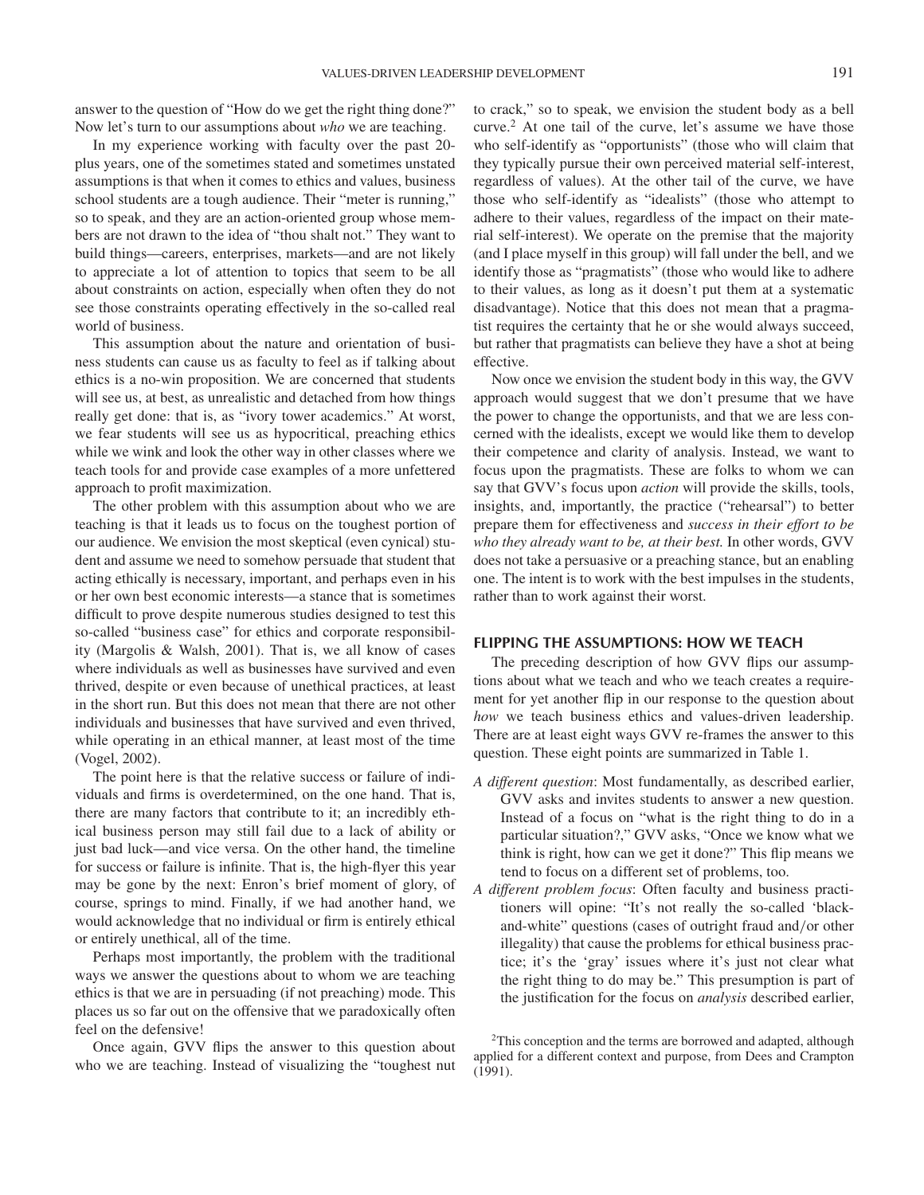answer to the question of "How do we get the right thing done?" Now let's turn to our assumptions about *who* we are teaching.

In my experience working with faculty over the past 20-plus years, one of the sometimes stated and sometimes unstated assumptions is that when it comes to ethics and values, business school students are a tough audience. Their "meter is running," so to speak, and they are an action-oriented group whose members are not drawn to the idea of "thou shalt not." They want to build things—careers, enterprises, markets—and are not likely to appreciate a lot of attention to topics that seem to be all about constraints on action, especially when often they do not see those constraints operating effectively in the so-called real world of business.

This assumption about the nature and orientation of business students can cause us as faculty to feel as if talking about ethics is a no-win proposition. We are concerned that students will see us, at best, as unrealistic and detached from how things really get done: that is, as "ivory tower academics." At worst, we fear students will see us as hypocritical, preaching ethics while we wink and look the other way in other classes where we teach tools for and provide case examples of a more unfettered approach to profit maximization.

The other problem with this assumption about who we are teaching is that it leads us to focus on the toughest portion of our audience. We envision the most skeptical (even cynical) student and assume we need to somehow persuade that student that acting ethically is necessary, important, and perhaps even in his or her own best economic interests—a stance that is sometimes difficult to prove despite numerous studies designed to test this so-called "business case" for ethics and corporate responsibility (Margolis & Walsh, 2001). That is, we all know of cases where individuals as well as businesses have survived and even thrived, despite or even because of unethical practices, at least in the short run. But this does not mean that there are not other individuals and businesses that have survived and even thrived, while operating in an ethical manner, at least most of the time (Vogel, 2002).

The point here is that the relative success or failure of individuals and firms is overdetermined, on the one hand. That is, there are many factors that contribute to it; an incredibly ethical business person may still fail due to a lack of ability or just bad luck—and vice versa. On the other hand, the timeline for success or failure is infinite. That is, the high-flyer this year may be gone by the next: Enron's brief moment of glory, of course, springs to mind. Finally, if we had another hand, we would acknowledge that no individual or firm is entirely ethical or entirely unethical, all of the time.

Perhaps most importantly, the problem with the traditional ways we answer the questions about to whom we are teaching ethics is that we are in persuading (if not preaching) mode. This places us so far out on the offensive that we paradoxically often feel on the defensive!

Once again, GVV flips the answer to this question about who we are teaching. Instead of visualizing the "toughest nut to crack," so to speak, we envision the student body as a bell curve.[2] At one tail of the curve, let's assume we have those who self-identify as "opportunists" (those who will claim that they typically pursue their own perceived material self-interest, regardless of values). At the other tail of the curve, we have those who self-identify as "idealists" (those who attempt to adhere to their values, regardless of the impact on their material self-interest). We operate on the premise that the majority (and I place myself in this group) will fall under the bell, and we identify those as "pragmatists" (those who would like to adhere to their values, as long as it doesn't put them at a systematic disadvantage). Notice that this does not mean that a pragmatist requires the certainty that he or she would always succeed, but rather that pragmatists can believe they have a shot at being effective.

Now once we envision the student body in this way, the GVV approach would suggest that we don't presume that we have the power to change the opportunists, and that we are less concerned with the idealists, except we would like them to develop their competence and clarity of analysis. Instead, we want to focus upon the pragmatists. These are folks to whom we can say that GVV's focus upon *action* will provide the skills, tools, insights, and, importantly, the practice ("rehearsal") to better prepare them for effectiveness and *success in their effort to be who they already want to be, at their best.* In other words, GVV does not take a persuasive or a preaching stance, but an enabling one. The intent is to work with the best impulses in the students, rather than to work against their worst.

## FLIPPING THE ASSUMPTIONS: HOW WE TEACH

The preceding description of how GVV flips our assumptions about what we teach and who we teach creates a requirement for yet another flip in our response to the question about *how* we teach business ethics and values-driven leadership. There are at least eight ways GVV re-frames the answer to this question. These eight points are summarized in Table 1.

*A different question*: Most fundamentally, as described earlier, GVV asks and invites students to answer a new question. Instead of a focus on "what is the right thing to do in a particular situation?," GVV asks, "Once we know what we think is right, how can we get it done?" This flip means we tend to focus on a different set of problems, too.

*A different problem focus*: Often faculty and business practitioners will opine: "It's not really the so-called 'black-and-white" questions (cases of outright fraud and/or other illegality) that cause the problems for ethical business practice; it's the 'gray' issues where it's just not clear what the right thing to do may be." This presumption is part of the justification for the focus on *analysis* described earlier,

[2]This conception and the terms are borrowed and adapted, although applied for a different context and purpose, from Dees and Crampton (1991).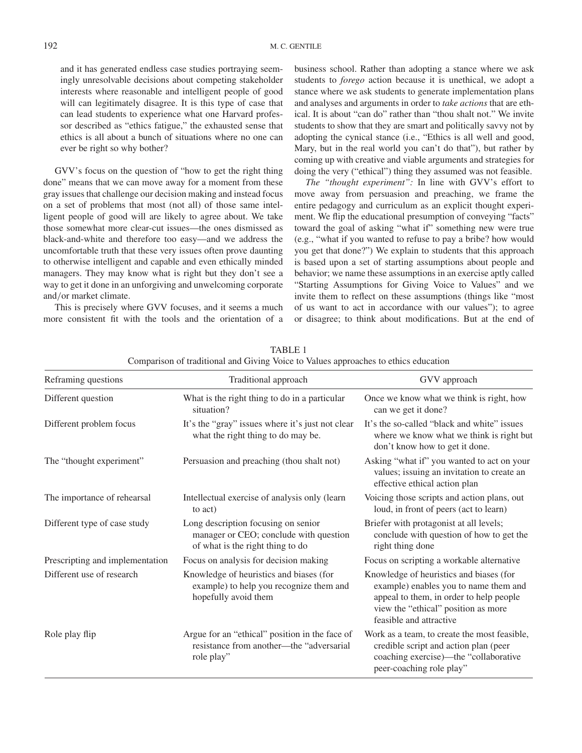and it has generated endless case studies portraying seemingly unresolvable decisions about competing stakeholder interests where reasonable and intelligent people of good will can legitimately disagree. It is this type of case that can lead students to experience what one Harvard professor described as "ethics fatigue," the exhausted sense that ethics is all about a bunch of situations where no one can ever be right so why bother?

GVV's focus on the question of "how to get the right thing done" means that we can move away for a moment from these gray issues that challenge our decision making and instead focus on a set of problems that most (not all) of those same intelligent people of good will are likely to agree about. We take those somewhat more clear-cut issues—the ones dismissed as black-and-white and therefore too easy—and we address the uncomfortable truth that these very issues often prove daunting to otherwise intelligent and capable and even ethically minded managers. They may know what is right but they don't see a way to get it done in an unforgiving and unwelcoming corporate and/or market climate.

This is precisely where GVV focuses, and it seems a much more consistent fit with the tools and the orientation of a business school. Rather than adopting a stance where we ask students to *forego* action because it is unethical, we adopt a stance where we ask students to generate implementation plans and analyses and arguments in order to *take actions* that are ethical. It is about "can do" rather than "thou shalt not." We invite students to show that they are smart and politically savvy not by adopting the cynical stance (i.e., "Ethics is all well and good, Mary, but in the real world you can't do that"), but rather by coming up with creative and viable arguments and strategies for doing the very ("ethical") thing they assumed was not feasible.

*The "thought experiment":* In line with GVV's effort to move away from persuasion and preaching, we frame the entire pedagogy and curriculum as an explicit thought experiment. We flip the educational presumption of conveying "facts" toward the goal of asking "what if" something new were true (e.g., "what if you wanted to refuse to pay a bribe? how would you get that done?") We explain to students that this approach is based upon a set of starting assumptions about people and behavior; we name these assumptions in an exercise aptly called "Starting Assumptions for Giving Voice to Values" and we invite them to reflect on these assumptions (things like "most of us want to act in accordance with our values"); to agree or disagree; to think about modifications. But at the end of

TABLE 1
Comparison of traditional and Giving Voice to Values approaches to ethics education

| Reframing questions | Traditional approach | GVV approach |
|---|---|---|
| Different question | What is the right thing to do in a particular situation? | Once we know what we think is right, how can we get it done? |
| Different problem focus | It's the "gray" issues where it's just not clear what the right thing to do may be. | It's the so-called "black and white" issues where we know what we think is right but don't know how to get it done. |
| The "thought experiment" | Persuasion and preaching (thou shalt not) | Asking "what if" you wanted to act on your values; issuing an invitation to create an effective ethical action plan |
| The importance of rehearsal | Intellectual exercise of analysis only (learn to act) | Voicing those scripts and action plans, out loud, in front of peers (act to learn) |
| Different type of case study | Long description focusing on senior manager or CEO; conclude with question of what is the right thing to do | Briefer with protagonist at all levels; conclude with question of how to get the right thing done |
| Prescripting and implementation | Focus on analysis for decision making | Focus on scripting a workable alternative |
| Different use of research | Knowledge of heuristics and biases (for example) to help you recognize them and hopefully avoid them | Knowledge of heuristics and biases (for example) enables you to name them and appeal to them, in order to help people view the "ethical" position as more feasible and attractive |
| Role play flip | Argue for an "ethical" position in the face of resistance from another—the "adversarial role play" | Work as a team, to create the most feasible, credible script and action plan (peer coaching exercise)—the "collaborative peer-coaching role play" |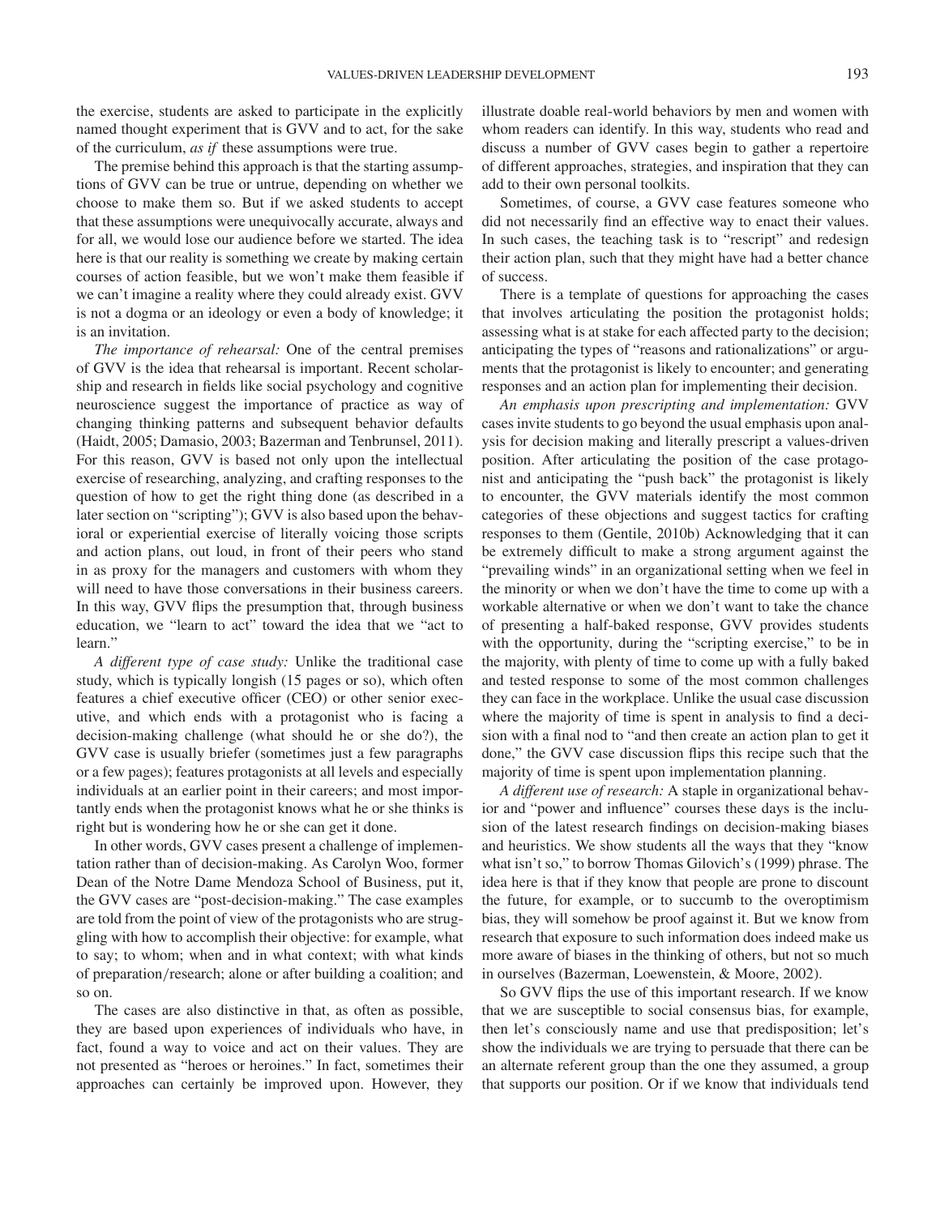the exercise, students are asked to participate in the explicitly named thought experiment that is GVV and to act, for the sake of the curriculum, *as if* these assumptions were true.

The premise behind this approach is that the starting assumptions of GVV can be true or untrue, depending on whether we choose to make them so. But if we asked students to accept that these assumptions were unequivocally accurate, always and for all, we would lose our audience before we started. The idea here is that our reality is something we create by making certain courses of action feasible, but we won't make them feasible if we can't imagine a reality where they could already exist. GVV is not a dogma or an ideology or even a body of knowledge; it is an invitation.

*The importance of rehearsal:* One of the central premises of GVV is the idea that rehearsal is important. Recent scholarship and research in fields like social psychology and cognitive neuroscience suggest the importance of practice as way of changing thinking patterns and subsequent behavior defaults (Haidt, 2005; Damasio, 2003; Bazerman and Tenbrunsel, 2011). For this reason, GVV is based not only upon the intellectual exercise of researching, analyzing, and crafting responses to the question of how to get the right thing done (as described in a later section on "scripting"); GVV is also based upon the behavioral or experiential exercise of literally voicing those scripts and action plans, out loud, in front of their peers who stand in as proxy for the managers and customers with whom they will need to have those conversations in their business careers. In this way, GVV flips the presumption that, through business education, we "learn to act" toward the idea that we "act to learn."

*A different type of case study:* Unlike the traditional case study, which is typically longish (15 pages or so), which often features a chief executive officer (CEO) or other senior executive, and which ends with a protagonist who is facing a decision-making challenge (what should he or she do?), the GVV case is usually briefer (sometimes just a few paragraphs or a few pages); features protagonists at all levels and especially individuals at an earlier point in their careers; and most importantly ends when the protagonist knows what he or she thinks is right but is wondering how he or she can get it done.

In other words, GVV cases present a challenge of implementation rather than of decision-making. As Carolyn Woo, former Dean of the Notre Dame Mendoza School of Business, put it, the GVV cases are "post-decision-making." The case examples are told from the point of view of the protagonists who are struggling with how to accomplish their objective: for example, what to say; to whom; when and in what context; with what kinds of preparation/research; alone or after building a coalition; and so on.

The cases are also distinctive in that, as often as possible, they are based upon experiences of individuals who have, in fact, found a way to voice and act on their values. They are not presented as "heroes or heroines." In fact, sometimes their approaches can certainly be improved upon. However, they illustrate doable real-world behaviors by men and women with whom readers can identify. In this way, students who read and discuss a number of GVV cases begin to gather a repertoire of different approaches, strategies, and inspiration that they can add to their own personal toolkits.

Sometimes, of course, a GVV case features someone who did not necessarily find an effective way to enact their values. In such cases, the teaching task is to "rescript" and redesign their action plan, such that they might have had a better chance of success.

There is a template of questions for approaching the cases that involves articulating the position the protagonist holds; assessing what is at stake for each affected party to the decision; anticipating the types of "reasons and rationalizations" or arguments that the protagonist is likely to encounter; and generating responses and an action plan for implementing their decision.

*An emphasis upon prescripting and implementation:* GVV cases invite students to go beyond the usual emphasis upon analysis for decision making and literally prescript a values-driven position. After articulating the position of the case protagonist and anticipating the "push back" the protagonist is likely to encounter, the GVV materials identify the most common categories of these objections and suggest tactics for crafting responses to them (Gentile, 2010b) Acknowledging that it can be extremely difficult to make a strong argument against the "prevailing winds" in an organizational setting when we feel in the minority or when we don't have the time to come up with a workable alternative or when we don't want to take the chance of presenting a half-baked response, GVV provides students with the opportunity, during the "scripting exercise," to be in the majority, with plenty of time to come up with a fully baked and tested response to some of the most common challenges they can face in the workplace. Unlike the usual case discussion where the majority of time is spent in analysis to find a decision with a final nod to "and then create an action plan to get it done," the GVV case discussion flips this recipe such that the majority of time is spent upon implementation planning.

*A different use of research:* A staple in organizational behavior and "power and influence" courses these days is the inclusion of the latest research findings on decision-making biases and heuristics. We show students all the ways that they "know what isn't so," to borrow Thomas Gilovich's (1999) phrase. The idea here is that if they know that people are prone to discount the future, for example, or to succumb to the overoptimism bias, they will somehow be proof against it. But we know from research that exposure to such information does indeed make us more aware of biases in the thinking of others, but not so much in ourselves (Bazerman, Loewenstein, & Moore, 2002).

So GVV flips the use of this important research. If we know that we are susceptible to social consensus bias, for example, then let's consciously name and use that predisposition; let's show the individuals we are trying to persuade that there can be an alternate referent group than the one they assumed, a group that supports our position. Or if we know that individuals tend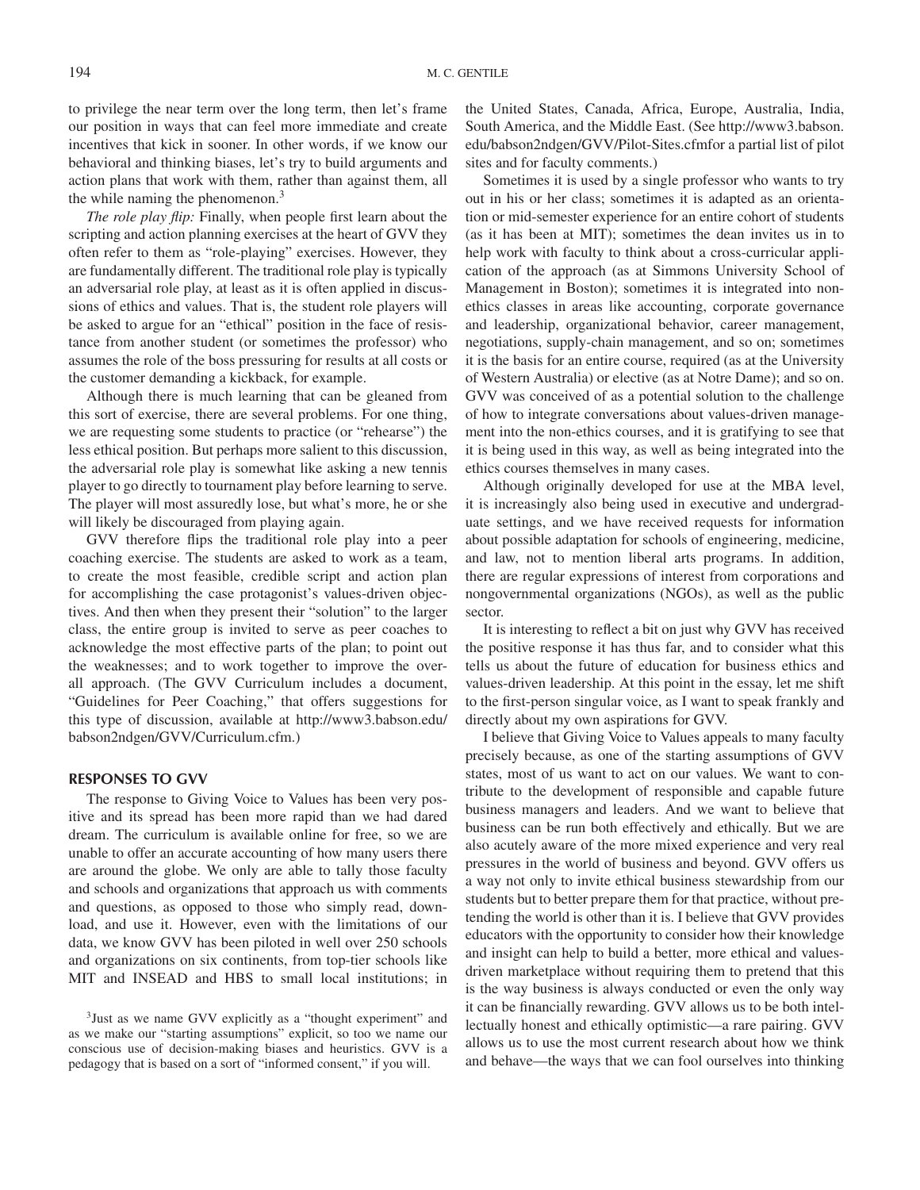to privilege the near term over the long term, then let's frame our position in ways that can feel more immediate and create incentives that kick in sooner. In other words, if we know our behavioral and thinking biases, let's try to build arguments and action plans that work with them, rather than against them, all the while naming the phenomenon.[3]

*The role play flip:* Finally, when people first learn about the scripting and action planning exercises at the heart of GVV they often refer to them as "role-playing" exercises. However, they are fundamentally different. The traditional role play is typically an adversarial role play, at least as it is often applied in discussions of ethics and values. That is, the student role players will be asked to argue for an "ethical" position in the face of resistance from another student (or sometimes the professor) who assumes the role of the boss pressuring for results at all costs or the customer demanding a kickback, for example.

Although there is much learning that can be gleaned from this sort of exercise, there are several problems. For one thing, we are requesting some students to practice (or "rehearse") the less ethical position. But perhaps more salient to this discussion, the adversarial role play is somewhat like asking a new tennis player to go directly to tournament play before learning to serve. The player will most assuredly lose, but what's more, he or she will likely be discouraged from playing again.

GVV therefore flips the traditional role play into a peer coaching exercise. The students are asked to work as a team, to create the most feasible, credible script and action plan for accomplishing the case protagonist's values-driven objectives. And then when they present their "solution" to the larger class, the entire group is invited to serve as peer coaches to acknowledge the most effective parts of the plan; to point out the weaknesses; and to work together to improve the overall approach. (The GVV Curriculum includes a document, "Guidelines for Peer Coaching," that offers suggestions for this type of discussion, available at http://www3.babson.edu/babson2ndgen/GVV/Curriculum.cfm.)

## RESPONSES TO GVV

The response to Giving Voice to Values has been very positive and its spread has been more rapid than we had dared dream. The curriculum is available online for free, so we are unable to offer an accurate accounting of how many users there are around the globe. We only are able to tally those faculty and schools and organizations that approach us with comments and questions, as opposed to those who simply read, download, and use it. However, even with the limitations of our data, we know GVV has been piloted in well over 250 schools and organizations on six continents, from top-tier schools like MIT and INSEAD and HBS to small local institutions; in the United States, Canada, Africa, Europe, Australia, India, South America, and the Middle East. (See http://www3.babson.edu/babson2ndgen/GVV/Pilot-Sites.cfmfor a partial list of pilot sites and for faculty comments.)

Sometimes it is used by a single professor who wants to try out in his or her class; sometimes it is adapted as an orientation or mid-semester experience for an entire cohort of students (as it has been at MIT); sometimes the dean invites us in to help work with faculty to think about a cross-curricular application of the approach (as at Simmons University School of Management in Boston); sometimes it is integrated into non-ethics classes in areas like accounting, corporate governance and leadership, organizational behavior, career management, negotiations, supply-chain management, and so on; sometimes it is the basis for an entire course, required (as at the University of Western Australia) or elective (as at Notre Dame); and so on. GVV was conceived of as a potential solution to the challenge of how to integrate conversations about values-driven management into the non-ethics courses, and it is gratifying to see that it is being used in this way, as well as being integrated into the ethics courses themselves in many cases.

Although originally developed for use at the MBA level, it is increasingly also being used in executive and undergraduate settings, and we have received requests for information about possible adaptation for schools of engineering, medicine, and law, not to mention liberal arts programs. In addition, there are regular expressions of interest from corporations and nongovernmental organizations (NGOs), as well as the public sector.

It is interesting to reflect a bit on just why GVV has received the positive response it has thus far, and to consider what this tells us about the future of education for business ethics and values-driven leadership. At this point in the essay, let me shift to the first-person singular voice, as I want to speak frankly and directly about my own aspirations for GVV.

I believe that Giving Voice to Values appeals to many faculty precisely because, as one of the starting assumptions of GVV states, most of us want to act on our values. We want to contribute to the development of responsible and capable future business managers and leaders. And we want to believe that business can be run both effectively and ethically. But we are also acutely aware of the more mixed experience and very real pressures in the world of business and beyond. GVV offers us a way not only to invite ethical business stewardship from our students but to better prepare them for that practice, without pretending the world is other than it is. I believe that GVV provides educators with the opportunity to consider how their knowledge and insight can help to build a better, more ethical and values-driven marketplace without requiring them to pretend that this is the way business is always conducted or even the only way it can be financially rewarding. GVV allows us to be both intellectually honest and ethically optimistic—a rare pairing. GVV allows us to use the most current research about how we think and behave—the ways that we can fool ourselves into thinking

[3]Just as we name GVV explicitly as a "thought experiment" and as we make our "starting assumptions" explicit, so too we name our conscious use of decision-making biases and heuristics. GVV is a pedagogy that is based on a sort of "informed consent," if you will.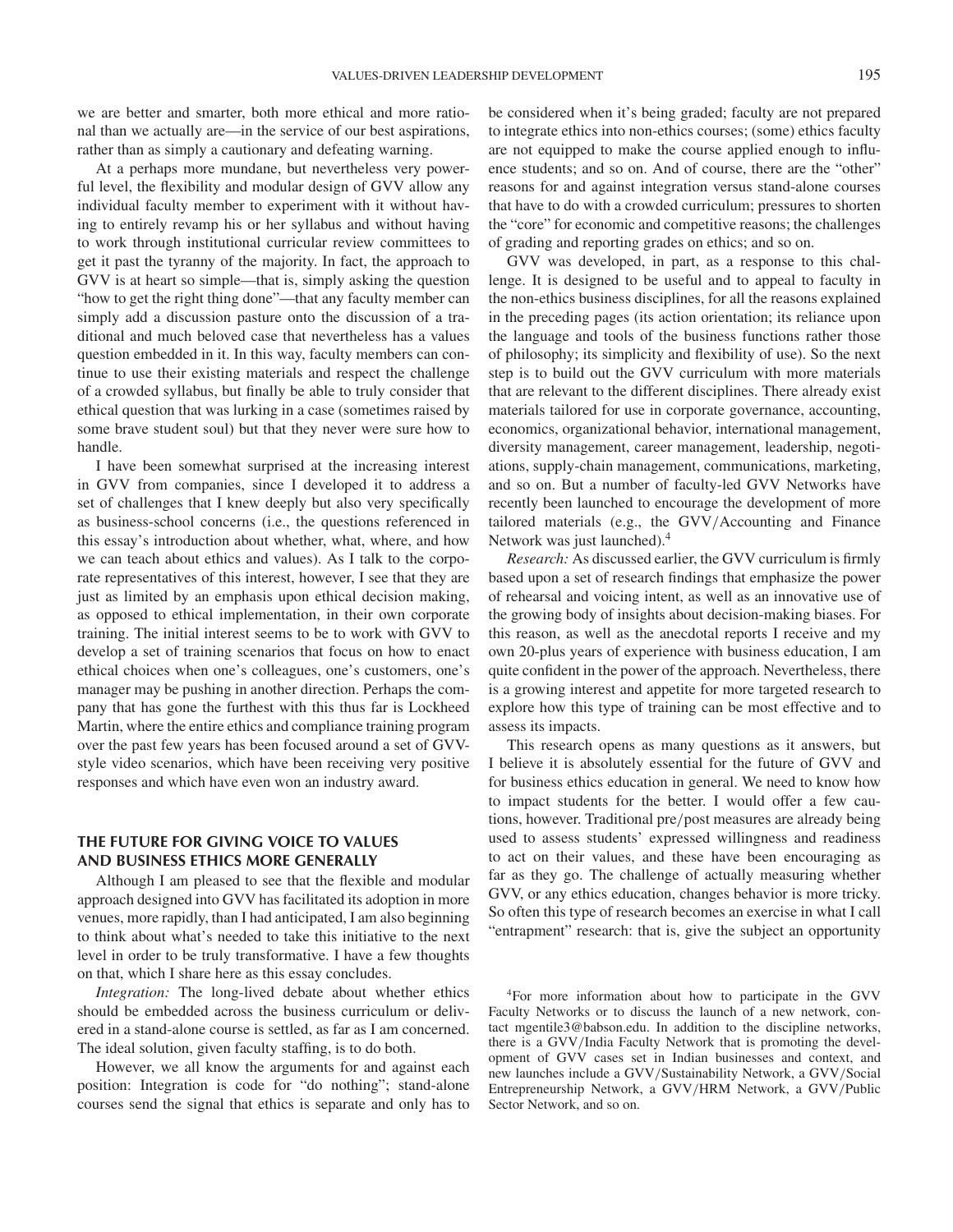we are better and smarter, both more ethical and more rational than we actually are—in the service of our best aspirations, rather than as simply a cautionary and defeating warning.

At a perhaps more mundane, but nevertheless very powerful level, the flexibility and modular design of GVV allow any individual faculty member to experiment with it without having to entirely revamp his or her syllabus and without having to work through institutional curricular review committees to get it past the tyranny of the majority. In fact, the approach to GVV is at heart so simple—that is, simply asking the question "how to get the right thing done"—that any faculty member can simply add a discussion pasture onto the discussion of a traditional and much beloved case that nevertheless has a values question embedded in it. In this way, faculty members can continue to use their existing materials and respect the challenge of a crowded syllabus, but finally be able to truly consider that ethical question that was lurking in a case (sometimes raised by some brave student soul) but that they never were sure how to handle.

I have been somewhat surprised at the increasing interest in GVV from companies, since I developed it to address a set of challenges that I knew deeply but also very specifically as business-school concerns (i.e., the questions referenced in this essay's introduction about whether, what, where, and how we can teach about ethics and values). As I talk to the corporate representatives of this interest, however, I see that they are just as limited by an emphasis upon ethical decision making, as opposed to ethical implementation, in their own corporate training. The initial interest seems to be to work with GVV to develop a set of training scenarios that focus on how to enact ethical choices when one's colleagues, one's customers, one's manager may be pushing in another direction. Perhaps the company that has gone the furthest with this thus far is Lockheed Martin, where the entire ethics and compliance training program over the past few years has been focused around a set of GVV-style video scenarios, which have been receiving very positive responses and which have even won an industry award.

## THE FUTURE FOR GIVING VOICE TO VALUES AND BUSINESS ETHICS MORE GENERALLY

Although I am pleased to see that the flexible and modular approach designed into GVV has facilitated its adoption in more venues, more rapidly, than I had anticipated, I am also beginning to think about what's needed to take this initiative to the next level in order to be truly transformative. I have a few thoughts on that, which I share here as this essay concludes.

*Integration:* The long-lived debate about whether ethics should be embedded across the business curriculum or delivered in a stand-alone course is settled, as far as I am concerned. The ideal solution, given faculty staffing, is to do both.

However, we all know the arguments for and against each position: Integration is code for "do nothing"; stand-alone courses send the signal that ethics is separate and only has to be considered when it's being graded; faculty are not prepared to integrate ethics into non-ethics courses; (some) ethics faculty are not equipped to make the course applied enough to influence students; and so on. And of course, there are the "other" reasons for and against integration versus stand-alone courses that have to do with a crowded curriculum; pressures to shorten the "core" for economic and competitive reasons; the challenges of grading and reporting grades on ethics; and so on.

GVV was developed, in part, as a response to this challenge. It is designed to be useful and to appeal to faculty in the non-ethics business disciplines, for all the reasons explained in the preceding pages (its action orientation; its reliance upon the language and tools of the business functions rather those of philosophy; its simplicity and flexibility of use). So the next step is to build out the GVV curriculum with more materials that are relevant to the different disciplines. There already exist materials tailored for use in corporate governance, accounting, economics, organizational behavior, international management, diversity management, career management, leadership, negotiations, supply-chain management, communications, marketing, and so on. But a number of faculty-led GVV Networks have recently been launched to encourage the development of more tailored materials (e.g., the GVV/Accounting and Finance Network was just launched).[4]

*Research:* As discussed earlier, the GVV curriculum is firmly based upon a set of research findings that emphasize the power of rehearsal and voicing intent, as well as an innovative use of the growing body of insights about decision-making biases. For this reason, as well as the anecdotal reports I receive and my own 20-plus years of experience with business education, I am quite confident in the power of the approach. Nevertheless, there is a growing interest and appetite for more targeted research to explore how this type of training can be most effective and to assess its impacts.

This research opens as many questions as it answers, but I believe it is absolutely essential for the future of GVV and for business ethics education in general. We need to know how to impact students for the better. I would offer a few cautions, however. Traditional pre/post measures are already being used to assess students' expressed willingness and readiness to act on their values, and these have been encouraging as far as they go. The challenge of actually measuring whether GVV, or any ethics education, changes behavior is more tricky. So often this type of research becomes an exercise in what I call "entrapment" research: that is, give the subject an opportunity

[4]For more information about how to participate in the GVV Faculty Networks or to discuss the launch of a new network, contact mgentile3@babson.edu. In addition to the discipline networks, there is a GVV/India Faculty Network that is promoting the development of GVV cases set in Indian businesses and context, and new launches include a GVV/Sustainability Network, a GVV/Social Entrepreneurship Network, a GVV/HRM Network, a GVV/Public Sector Network, and so on.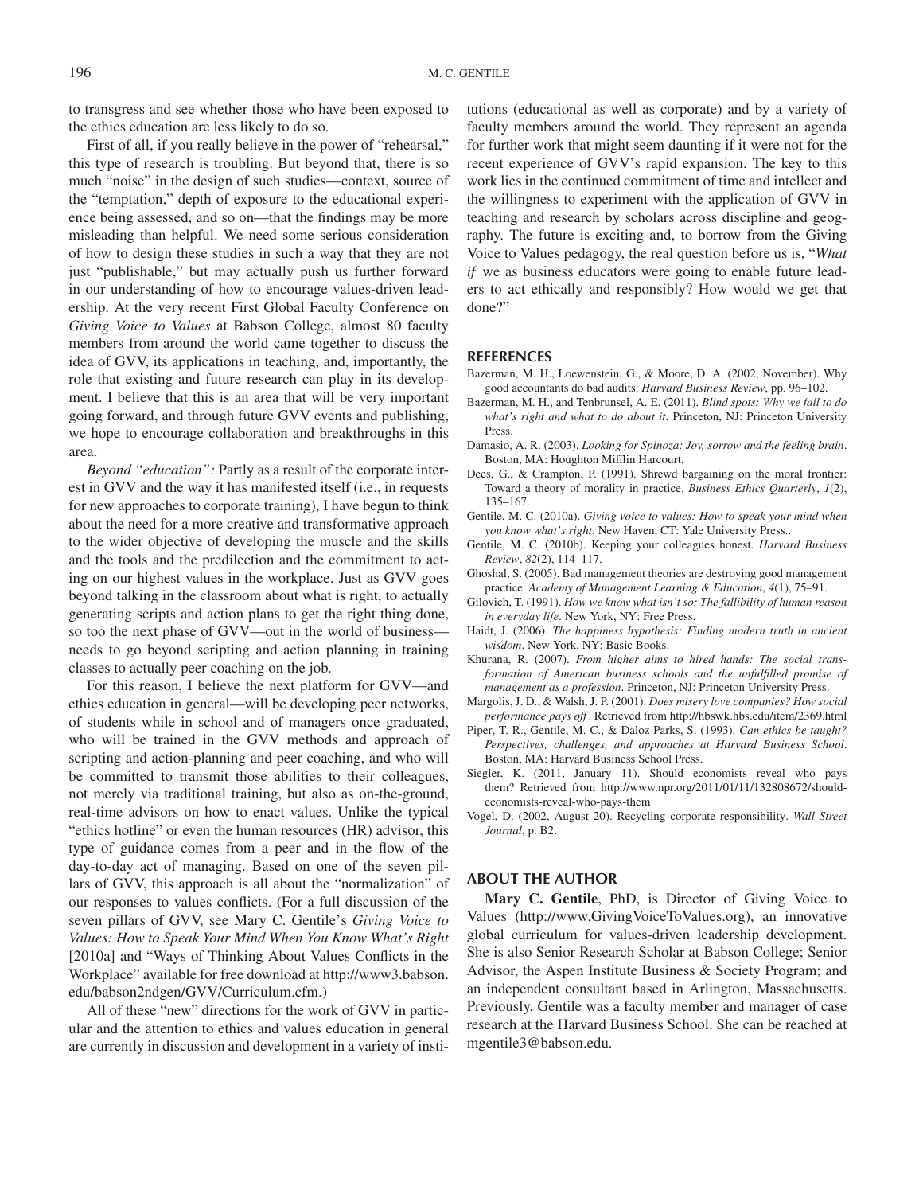to transgress and see whether those who have been exposed to the ethics education are less likely to do so.

First of all, if you really believe in the power of "rehearsal," this type of research is troubling. But beyond that, there is so much "noise" in the design of such studies—context, source of the "temptation," depth of exposure to the educational experience being assessed, and so on—that the findings may be more misleading than helpful. We need some serious consideration of how to design these studies in such a way that they are not just "publishable," but may actually push us further forward in our understanding of how to encourage values-driven leadership. At the very recent First Global Faculty Conference on *Giving Voice to Values* at Babson College, almost 80 faculty members from around the world came together to discuss the idea of GVV, its applications in teaching, and, importantly, the role that existing and future research can play in its development. I believe that this is an area that will be very important going forward, and through future GVV events and publishing, we hope to encourage collaboration and breakthroughs in this area.

*Beyond "education":* Partly as a result of the corporate interest in GVV and the way it has manifested itself (i.e., in requests for new approaches to corporate training), I have begun to think about the need for a more creative and transformative approach to the wider objective of developing the muscle and the skills and the tools and the predilection and the commitment to acting on our highest values in the workplace. Just as GVV goes beyond talking in the classroom about what is right, to actually generating scripts and action plans to get the right thing done, so too the next phase of GVV—out in the world of business—needs to go beyond scripting and action planning in training classes to actually peer coaching on the job.

For this reason, I believe the next platform for GVV—and ethics education in general—will be developing peer networks, of students while in school and of managers once graduated, who will be trained in the GVV methods and approach of scripting and action-planning and peer coaching, and who will be committed to transmit those abilities to their colleagues, not merely via traditional training, but also as on-the-ground, real-time advisors on how to enact values. Unlike the typical "ethics hotline" or even the human resources (HR) advisor, this type of guidance comes from a peer and in the flow of the day-to-day act of managing. Based on one of the seven pillars of GVV, this approach is all about the "normalization" of our responses to values conflicts. (For a full discussion of the seven pillars of GVV, see Mary C. Gentile's *Giving Voice to Values: How to Speak Your Mind When You Know What's Right* [2010a] and "Ways of Thinking About Values Conflicts in the Workplace" available for free download at http://www3.babson.edu/babson2ndgen/GVV/Curriculum.cfm.)

All of these "new" directions for the work of GVV in particular and the attention to ethics and values education in general are currently in discussion and development in a variety of institutions (educational as well as corporate) and by a variety of faculty members around the world. They represent an agenda for further work that might seem daunting if it were not for the recent experience of GVV's rapid expansion. The key to this work lies in the continued commitment of time and intellect and the willingness to experiment with the application of GVV in teaching and research by scholars across discipline and geography. The future is exciting and, to borrow from the Giving Voice to Values pedagogy, the real question before us is, "*What if* we as business educators were going to enable future leaders to act ethically and responsibly? How would we get that done?"

## REFERENCES

Bazerman, M. H., Loewenstein, G., & Moore, D. A. (2002, November). Why good accountants do bad audits. *Harvard Business Review*, pp. 96–102.

Bazerman, M. H., and Tenbrunsel, A. E. (2011). *Blind spots: Why we fail to do what's right and what to do about it*. Princeton, NJ: Princeton University Press.

Damasio, A. R. (2003). *Looking for Spinoza: Joy, sorrow and the feeling brain*. Boston, MA: Houghton Mifflin Harcourt.

Dees, G., & Crampton, P. (1991). Shrewd bargaining on the moral frontier: Toward a theory of morality in practice. *Business Ethics Quarterly*, *1*(2), 135–167.

Gentile, M. C. (2010a). *Giving voice to values: How to speak your mind when you know what's right*. New Haven, CT: Yale University Press..

Gentile, M. C. (2010b). Keeping your colleagues honest. *Harvard Business Review*, *82*(2), 114–117.

Ghoshal, S. (2005). Bad management theories are destroying good management practice. *Academy of Management Learning & Education*, *4*(1), 75–91.

Gilovich, T. (1991). *How we know what isn't so: The fallibility of human reason in everyday life*. New York, NY: Free Press.

Haidt, J. (2006). *The happiness hypothesis: Finding modern truth in ancient wisdom*. New York, NY: Basic Books.

Khurana, R. (2007). *From higher aims to hired hands: The social transformation of American business schools and the unfulfilled promise of management as a profession*. Princeton, NJ: Princeton University Press.

Margolis, J. D., & Walsh, J. P. (2001). *Does misery love companies? How social performance pays off*. Retrieved from http://hbswk.hbs.edu/item/2369.html

Piper, T. R., Gentile, M. C., & Daloz Parks, S. (1993). *Can ethics be taught? Perspectives, challenges, and approaches at Harvard Business School*. Boston, MA: Harvard Business School Press.

Siegler, K. (2011, January 11). Should economists reveal who pays them? Retrieved from http://www.npr.org/2011/01/11/132808672/should-economists-reveal-who-pays-them

Vogel, D. (2002, August 20). Recycling corporate responsibility. *Wall Street Journal*, p. B2.

## ABOUT THE AUTHOR

**Mary C. Gentile**, PhD, is Director of Giving Voice to Values (http://www.GivingVoiceToValues.org), an innovative global curriculum for values-driven leadership development. She is also Senior Research Scholar at Babson College; Senior Advisor, the Aspen Institute Business & Society Program; and an independent consultant based in Arlington, Massachusetts. Previously, Gentile was a faculty member and manager of case research at the Harvard Business School. She can be reached at mgentile3@babson.edu.